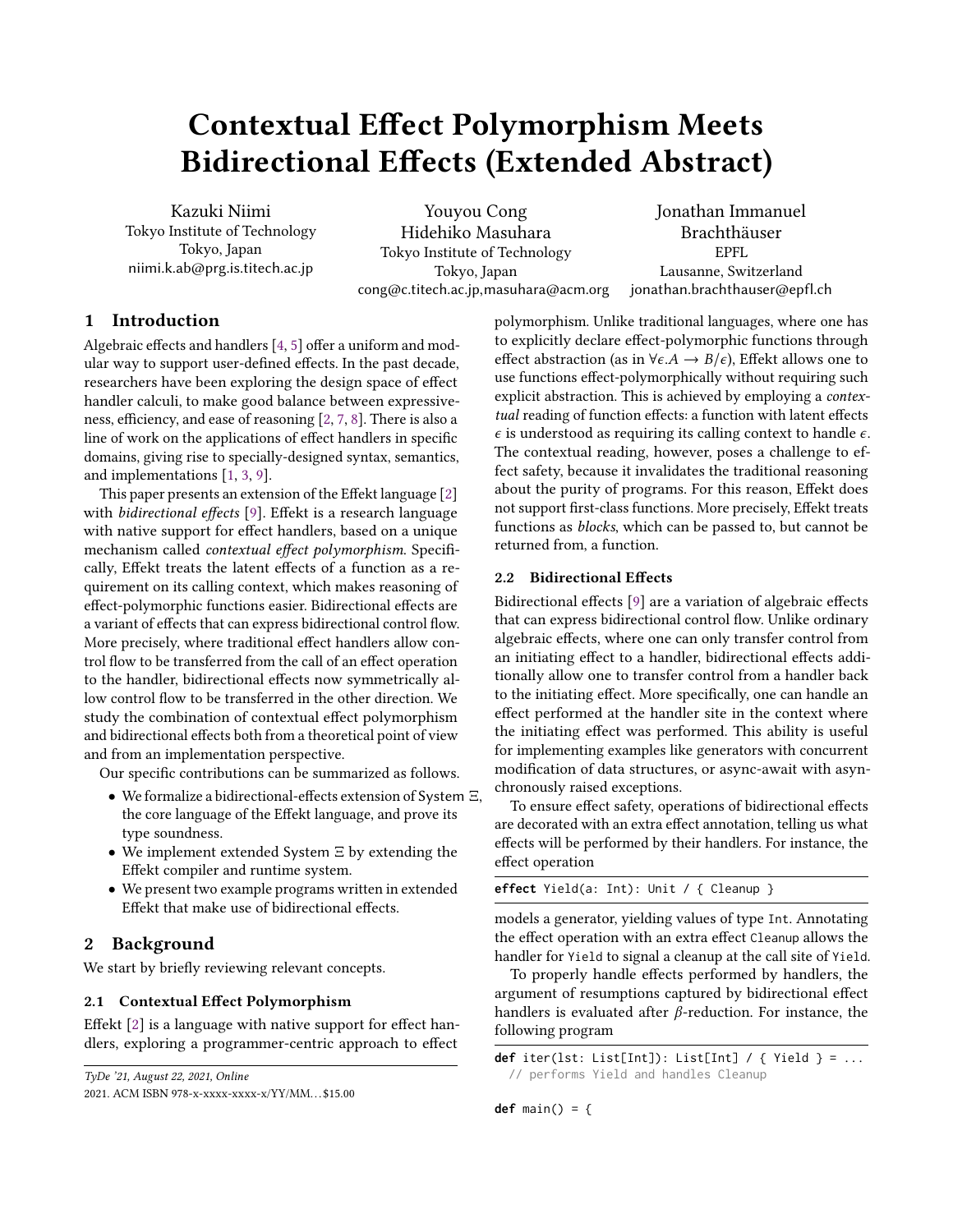# Contextual Effect Polymorphism Meets Bidirectional Effects (Extended Abstract)

Kazuki Niimi
Tokyo Institute of Technology
Tokyo, Japan
niimi.k.ab@prg.is.titech.ac.jp

Youyou Cong
Hidehiko Masuhara
Tokyo Institute of Technology
Tokyo, Japan
cong@c.titech.ac.jp,masuhara@acm.org

Jonathan Immanuel Brachthäuser
EPFL
Lausanne, Switzerland
jonathan.brachthauser@epfl.ch

## 1 Introduction

Algebraic effects and handlers [4, 5] offer a uniform and modular way to support user-defined effects. In the past decade, researchers have been exploring the design space of effect handler calculi, to make good balance between expressiveness, efficiency, and ease of reasoning [2, 7, 8]. There is also a line of work on the applications of effect handlers in specific domains, giving rise to specially-designed syntax, semantics, and implementations [1, 3, 9].

This paper presents an extension of the Effekt language [2] with *bidirectional effects* [9]. Effekt is a research language with native support for effect handlers, based on a unique mechanism called *contextual effect polymorphism*. Specifically, Effekt treats the latent effects of a function as a requirement on its calling context, which makes reasoning of effect-polymorphic functions easier. Bidirectional effects are a variant of effects that can express bidirectional control flow. More precisely, where traditional effect handlers allow control flow to be transferred from the call of an effect operation to the handler, bidirectional effects now symmetrically allow control flow to be transferred in the other direction. We study the combination of contextual effect polymorphism and bidirectional effects both from a theoretical point of view and from an implementation perspective.

Our specific contributions can be summarized as follows.

- We formalize a bidirectional-effects extension of System Ξ, the core language of the Effekt language, and prove its type soundness.
- We implement extended System Ξ by extending the Effekt compiler and runtime system.
- We present two example programs written in extended Effekt that make use of bidirectional effects.

## 2 Background

We start by briefly reviewing relevant concepts.

### 2.1 Contextual Effect Polymorphism

Effekt [2] is a language with native support for effect handlers, exploring a programmer-centric approach to effect polymorphism. Unlike traditional languages, where one has to explicitly declare effect-polymorphic functions through effect abstraction (as in $\forall\epsilon.A \to B/\epsilon$), Effekt allows one to use functions effect-polymorphically without requiring such explicit abstraction. This is achieved by employing a *contextual* reading of function effects: a function with latent effects $\epsilon$ is understood as requiring its calling context to handle $\epsilon$. The contextual reading, however, poses a challenge to effect safety, because it invalidates the traditional reasoning about the purity of programs. For this reason, Effekt does not support first-class functions. More precisely, Effekt treats functions as *blocks*, which can be passed to, but cannot be returned from, a function.

### 2.2 Bidirectional Effects

Bidirectional effects [9] are a variation of algebraic effects that can express bidirectional control flow. Unlike ordinary algebraic effects, where one can only transfer control from an initiating effect to a handler, bidirectional effects additionally allow one to transfer control from a handler back to the initiating effect. More specifically, one can handle an effect performed at the handler site in the context where the initiating effect was performed. This ability is useful for implementing examples like generators with concurrent modification of data structures, or async-await with asynchronously raised exceptions.

To ensure effect safety, operations of bidirectional effects are decorated with an extra effect annotation, telling us what effects will be performed by their handlers. For instance, the effect operation

```
effect Yield(a: Int): Unit / { Cleanup }
```

models a generator, yielding values of type Int. Annotating the effect operation with an extra effect Cleanup allows the handler for Yield to signal a cleanup at the call site of Yield.

To properly handle effects performed by handlers, the argument of resumptions captured by bidirectional effect handlers is evaluated after $\beta$-reduction. For instance, the following program

```
def iter(lst: List[Int]): List[Int] / { Yield } = ...
  // performs Yield and handles Cleanup

def main() = {
```

TyDe '21, August 22, 2021, Online
2021. ACM ISBN 978-x-xxxx-xxxx-x/YY/MM...$15.00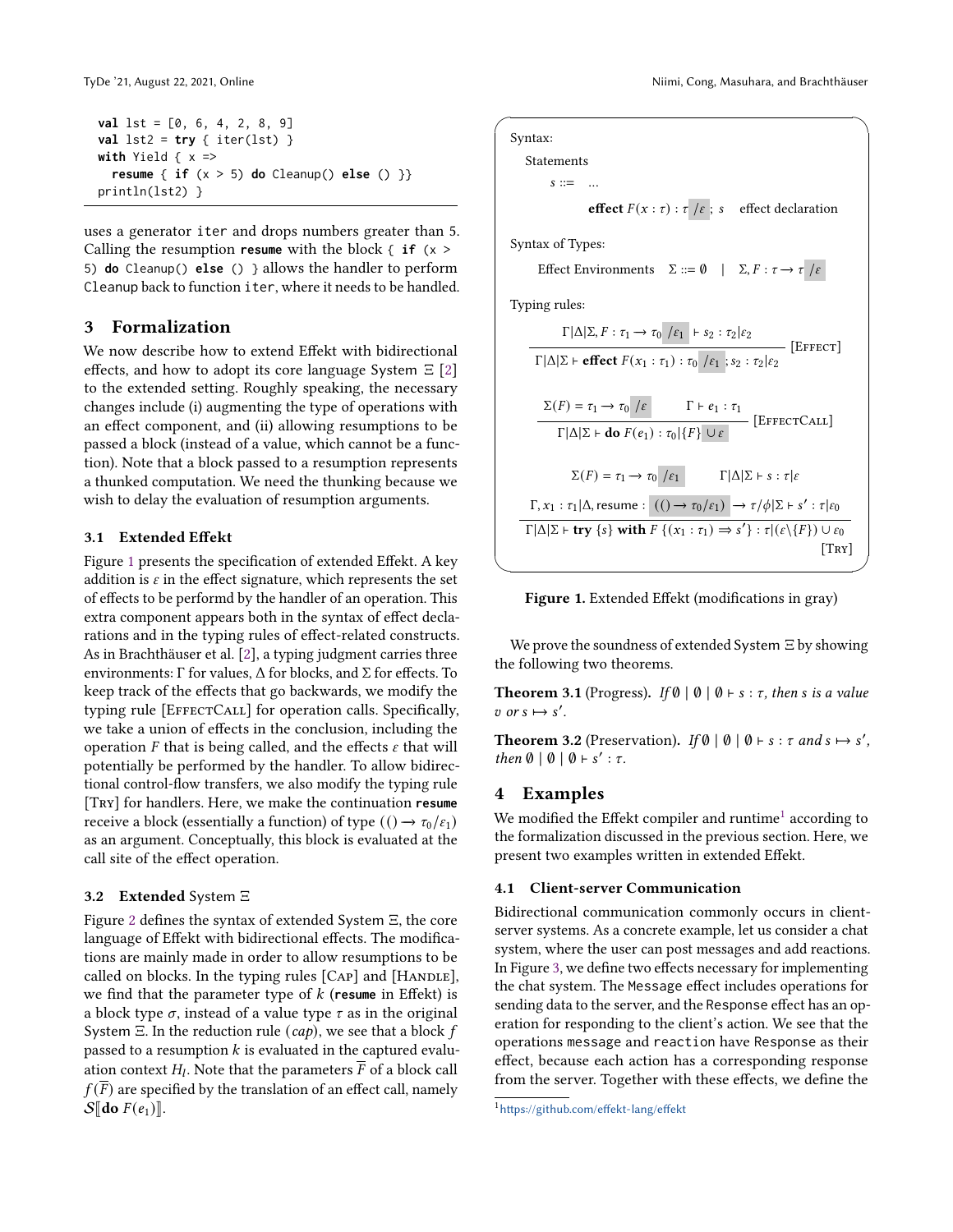```
val lst = [0, 6, 4, 2, 8, 9]
val lst2 = try { iter(lst) }
with Yield { x =>
  resume { if (x > 5) do Cleanup() else () }}
println(lst2) }
```

uses a generator `iter` and drops numbers greater than 5. Calling the resumption **resume** with the block `{ if (x > 5) do Cleanup() else () }` allows the handler to perform `Cleanup` back to function `iter`, where it needs to be handled.

## 3 Formalization

We now describe how to extend Effekt with bidirectional effects, and how to adopt its core language System Ξ [2] to the extended setting. Roughly speaking, the necessary changes include (i) augmenting the type of operations with an effect component, and (ii) allowing resumptions to be passed a block (instead of a value, which cannot be a function). Note that a block passed to a resumption represents a thunked computation. We need the thunking because we wish to delay the evaluation of resumption arguments.

### 3.1 Extended Effekt

Figure 1 presents the specification of extended Effekt. A key addition is $\varepsilon$ in the effect signature, which represents the set of effects to be performd by the handler of an operation. This extra component appears both in the syntax of effect declarations and in the typing rules of effect-related constructs. As in Brachthäuser et al. [2], a typing judgment carries three environments: Γ for values, Δ for blocks, and Σ for effects. To keep track of the effects that go backwards, we modify the typing rule [EffectCall] for operation calls. Specifically, we take a union of effects in the conclusion, including the operation $F$ that is being called, and the effects $\varepsilon$ that will potentially be performed by the handler. To allow bidirectional control-flow transfers, we also modify the typing rule [Try] for handlers. Here, we make the continuation **resume** receive a block (essentially a function) of type $(() \rightarrow \tau_0/\varepsilon_1)$ as an argument. Conceptually, this block is evaluated at the call site of the effect operation.

### 3.2 Extended System Ξ

Figure 2 defines the syntax of extended System Ξ, the core language of Effekt with bidirectional effects. The modifications are mainly made in order to allow resumptions to be called on blocks. In the typing rules [Cap] and [Handle], we find that the parameter type of $k$ (**resume** in Effekt) is a block type $\sigma$, instead of a value type $\tau$ as in the original System Ξ. In the reduction rule $(cap)$, we see that a block $f$ passed to a resumption $k$ is evaluated in the captured evaluation context $H_l$. Note that the parameters $\overline{F}$ of a block call $f(\overline{F})$ are specified by the translation of an effect call, namely $\mathcal{S}[\![\textbf{do } F(e_1)]\!]$.

Syntax:

Statements

$$s ::= \ \ldots$$
$$\textbf{effect } F(x : \tau) : \tau \ /\varepsilon \ ; \ s \quad \text{effect declaration}$$

Syntax of Types:

$$\text{Effect Environments} \quad \Sigma ::= \emptyset \quad | \quad \Sigma, F : \tau \rightarrow \tau \ /\varepsilon$$

Typing rules:

$$\frac{\Gamma|\Delta|\Sigma, F : \tau_1 \rightarrow \tau_0 \ /\varepsilon_1 \vdash s_2 : \tau_2|\varepsilon_2}{\Gamma|\Delta|\Sigma \vdash \textbf{effect } F(x_1 : \tau_1) : \tau_0 \ /\varepsilon_1 \ ; s_2 : \tau_2|\varepsilon_2} \ [\text{Effect}]$$

$$\frac{\Sigma(F) = \tau_1 \rightarrow \tau_0 \ /\varepsilon \qquad \Gamma \vdash e_1 : \tau_1}{\Gamma|\Delta|\Sigma \vdash \textbf{do } F(e_1) : \tau_0|\{F\} \cup \varepsilon} \ [\text{EffectCall}]$$

$$\frac{\begin{array}{c}\Sigma(F) = \tau_1 \rightarrow \tau_0 \ /\varepsilon_1 \qquad \Gamma|\Delta|\Sigma \vdash s : \tau|\varepsilon \\ \Gamma, x_1 : \tau_1|\Delta, \text{resume} : \ ((() \rightarrow \tau_0/\varepsilon_1) \ \rightarrow \tau/\phi|\Sigma \vdash s' : \tau|\varepsilon_0\end{array}}{\Gamma|\Delta|\Sigma \vdash \textbf{try } \{s\} \textbf{ with } F \ \{(x_1 : \tau_1) \Rightarrow s'\} : \tau|(\varepsilon \backslash \{F\}) \cup \varepsilon_0} \ [\text{Try}]$$

**Figure 1.** Extended Effekt (modifications in gray)

We prove the soundness of extended System Ξ by showing the following two theorems.

**Theorem 3.1** (Progress). *If* $\emptyset \mid \emptyset \mid \emptyset \vdash s : \tau$*, then* $s$ *is a value* $v$ *or* $s \mapsto s'$.

**Theorem 3.2** (Preservation). *If* $\emptyset \mid \emptyset \mid \emptyset \vdash s : \tau$ *and* $s \mapsto s'$*, then* $\emptyset \mid \emptyset \mid \emptyset \vdash s' : \tau$.

## 4 Examples

We modified the Effekt compiler and runtime[1] according to the formalization discussed in the previous section. Here, we present two examples written in extended Effekt.

### 4.1 Client-server Communication

Bidirectional communication commonly occurs in client-server systems. As a concrete example, let us consider a chat system, where the user can post messages and add reactions. In Figure 3, we define two effects necessary for implementing the chat system. The `Message` effect includes operations for sending data to the server, and the `Response` effect has an operation for responding to the client's action. We see that the operations `message` and `reaction` have `Response` as their effect, because each action has a corresponding response from the server. Together with these effects, we define the

[1] https://github.com/effekt-lang/effekt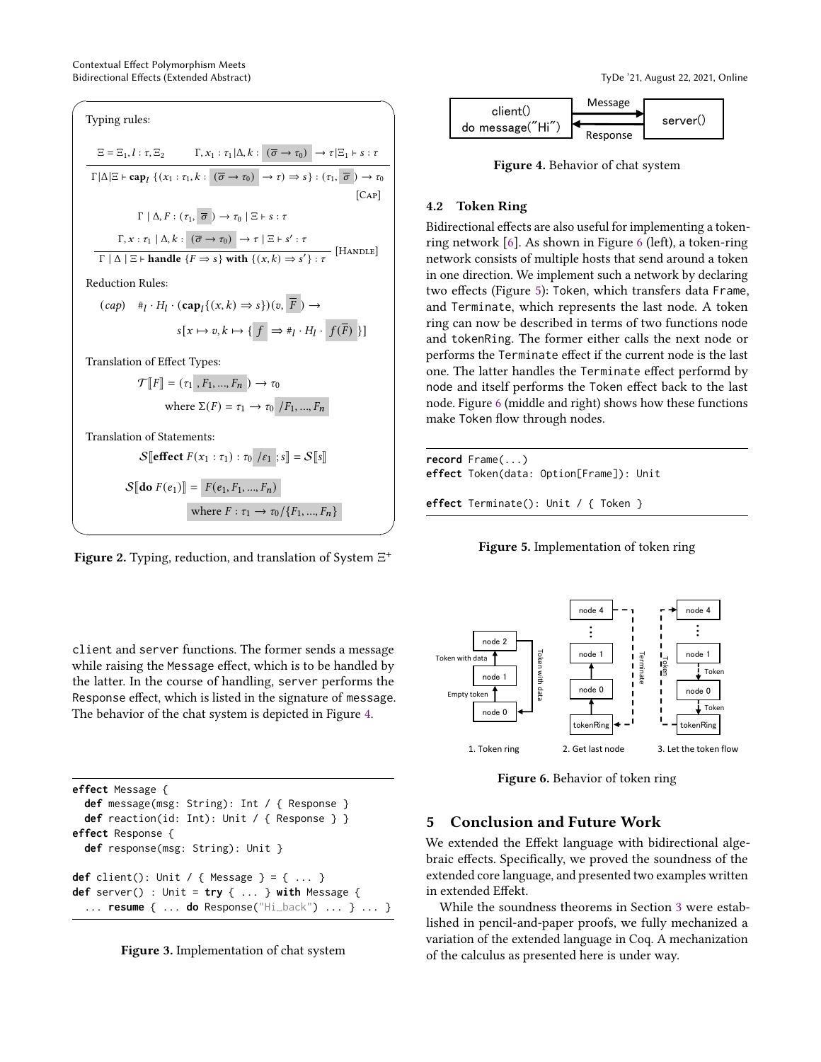Typing rules:

$$\frac{\Xi = \Xi_1, l : \tau, \Xi_2 \qquad \Gamma, x_1 : \tau_1 | \Delta, k : (\overline{\sigma} \to \tau_0) \to \tau | \Xi_1 \vdash s : \tau}{\Gamma | \Delta | \Xi \vdash \mathbf{cap}_l \, \{(x_1 : \tau_1, k : (\overline{\sigma} \to \tau_0) \to \tau) \Rightarrow s\} : (\tau_1, \overline{\sigma}) \to \tau_0} \text{ [Cap]}$$

$$\frac{\Gamma \mid \Delta, F : (\tau_1, \overline{\sigma}) \to \tau_0 \mid \Xi \vdash s : \tau \qquad \Gamma, x : \tau_1 \mid \Delta, k : (\overline{\sigma} \to \tau_0) \to \tau \mid \Xi \vdash s' : \tau}{\Gamma \mid \Delta \mid \Xi \vdash \mathbf{handle}\ \{F \Rightarrow s\}\ \mathbf{with}\ \{(x, k) \Rightarrow s'\} : \tau} \text{ [Handle]}$$

Reduction Rules:

$$(cap) \quad \#_l \cdot H_l \cdot (\mathbf{cap}_l\{(x, k) \Rightarrow s\})(v, \overline{F}) \to s[x \mapsto v, k \mapsto \{ f \Rightarrow \#_l \cdot H_l \cdot f(\overline{F}) \}]$$

Translation of Effect Types:

$$\mathcal{T}[\![F]\!] = (\tau_1, F_1, ..., F_n) \to \tau_0 \quad \text{where } \Sigma(F) = \tau_1 \to \tau_0 \, / F_1, ..., F_n$$

Translation of Statements:

$$\mathcal{S}[\![\mathbf{effect}\ F(x_1 : \tau_1) : \tau_0 \, / \varepsilon_1 ; s]\!] = \mathcal{S}[\![s]\!]$$

$$\mathcal{S}[\![\mathbf{do}\ F(e_1)]\!] = F(e_1, F_1, ..., F_n) \quad \text{where } F : \tau_1 \to \tau_0 / \{F_1, ..., F_n\}$$

**Figure 2.** Typing, reduction, and translation of System $\Xi^+$

client and server functions. The former sends a message while raising the Message effect, which is to be handled by the latter. In the course of handling, server performs the Response effect, which is listed in the signature of message. The behavior of the chat system is depicted in Figure 4.

```
effect Message {
  def message(msg: String): Int / { Response }
  def reaction(id: Int): Unit / { Response } }
effect Response {
  def response(msg: String): Unit }

def client(): Unit / { Message } = { ... }
def server() : Unit = try { ... } with Message {
  ... resume { ... do Response("Hi_back") ... } ... }
```

**Figure 3.** Implementation of chat system

client() do message("Hi") — Message → server(); server() — Response → client()

**Figure 4.** Behavior of chat system

### 4.2 Token Ring

Bidirectional effects are also useful for implementing a token-ring network [6]. As shown in Figure 6 (left), a token-ring network consists of multiple hosts that send around a token in one direction. We implement such a network by declaring two effects (Figure 5): Token, which transfers data Frame, and Terminate, which represents the last node. A token ring can now be described in terms of two functions node and tokenRing. The former either calls the next node or performs the Terminate effect if the current node is the last one. The latter handles the Terminate effect performd by node and itself performs the Token effect back to the last node. Figure 6 (middle and right) shows how these functions make Token flow through nodes.

```
record Frame(...)
effect Token(data: Option[Frame]): Unit

effect Terminate(): Unit / { Token }
```

**Figure 5.** Implementation of token ring

1. Token ring — 2. Get last node — 3. Let the token flow

**Figure 6.** Behavior of token ring

## 5 Conclusion and Future Work

We extended the Effekt language with bidirectional algebraic effects. Specifically, we proved the soundness of the extended core language, and presented two examples written in extended Effekt.

While the soundness theorems in Section 3 were established in pencil-and-paper proofs, we fully mechanized a variation of the extended language in Coq. A mechanization of the calculus as presented here is under way.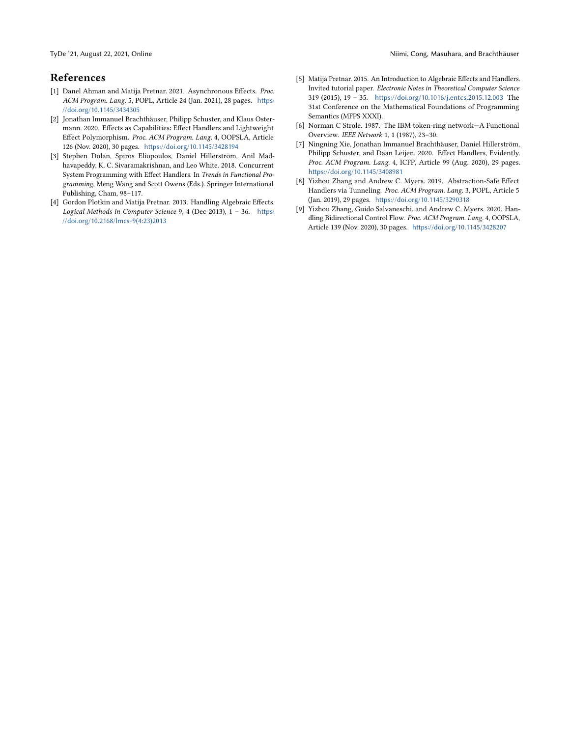## References

[1] Danel Ahman and Matija Pretnar. 2021. Asynchronous Effects. *Proc. ACM Program. Lang.* 5, POPL, Article 24 (Jan. 2021), 28 pages. https://doi.org/10.1145/3434305

[2] Jonathan Immanuel Brachthäuser, Philipp Schuster, and Klaus Ostermann. 2020. Effects as Capabilities: Effect Handlers and Lightweight Effect Polymorphism. *Proc. ACM Program. Lang.* 4, OOPSLA, Article 126 (Nov. 2020), 30 pages. https://doi.org/10.1145/3428194

[3] Stephen Dolan, Spiros Eliopoulos, Daniel Hillerström, Anil Madhavapeddy, K. C. Sivaramakrishnan, and Leo White. 2018. Concurrent System Programming with Effect Handlers. In *Trends in Functional Programming*, Meng Wang and Scott Owens (Eds.). Springer International Publishing, Cham, 98–117.

[4] Gordon Plotkin and Matija Pretnar. 2013. Handling Algebraic Effects. *Logical Methods in Computer Science* 9, 4 (Dec 2013), 1 – 36. https://doi.org/10.2168/lmcs-9(4:23)2013

[5] Matija Pretnar. 2015. An Introduction to Algebraic Effects and Handlers. Invited tutorial paper. *Electronic Notes in Theoretical Computer Science* 319 (2015), 19 – 35. https://doi.org/10.1016/j.entcs.2015.12.003 The 31st Conference on the Mathematical Foundations of Programming Semantics (MFPS XXXI).

[6] Norman C Strole. 1987. The IBM token-ring network—A Functional Overview. *IEEE Network* 1, 1 (1987), 23–30.

[7] Ningning Xie, Jonathan Immanuel Brachthäuser, Daniel Hillerström, Philipp Schuster, and Daan Leijen. 2020. Effect Handlers, Evidently. *Proc. ACM Program. Lang.* 4, ICFP, Article 99 (Aug. 2020), 29 pages. https://doi.org/10.1145/3408981

[8] Yizhou Zhang and Andrew C. Myers. 2019. Abstraction-Safe Effect Handlers via Tunneling. *Proc. ACM Program. Lang.* 3, POPL, Article 5 (Jan. 2019), 29 pages. https://doi.org/10.1145/3290318

[9] Yizhou Zhang, Guido Salvaneschi, and Andrew C. Myers. 2020. Handling Bidirectional Control Flow. *Proc. ACM Program. Lang.* 4, OOPSLA, Article 139 (Nov. 2020), 30 pages. https://doi.org/10.1145/3428207